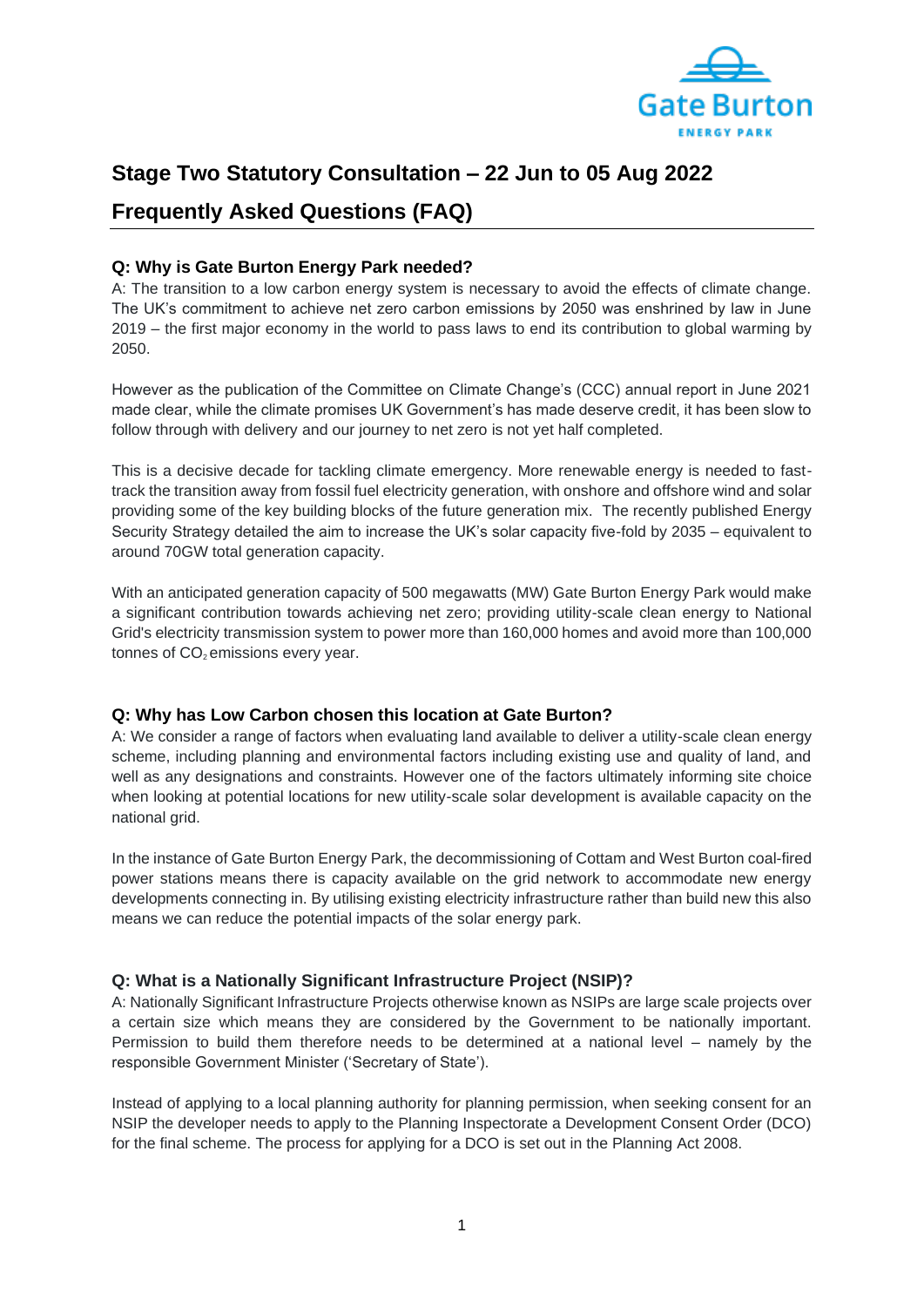# Stage Two Statutory Consultation – 22 Jun to 05 Aug 2022

# Frequently Asked Questions (FAQ)

### Q: Why is Gate Burton Energy Park needed?

A: The transition to a low carbon energy system is necessary to avoid the effects of climate change. The UK's commitment to achieve net zero carbon emissions by 2050 was enshrined by law in June 2019 – the first major economy in the world to pass laws to end its contribution to global warming by 2050.

However as the publication of the Committee on Climate Change's (CCC) annual report in June 2021 made clear, while the climate promises UK Government's has made deserve credit, it has been slow to follow through with delivery and our journey to net zero is not yet half completed.

This is a decisive decade for tackling climate emergency. More renewable energy is needed to fast-track the transition away from fossil fuel electricity generation, with onshore and offshore wind and solar providing some of the key building blocks of the future generation mix. The recently published Energy Security Strategy detailed the aim to increase the UK's solar capacity five-fold by 2035 – equivalent to around 70GW total generation capacity.

With an anticipated generation capacity of 500 megawatts (MW) Gate Burton Energy Park would make a significant contribution towards achieving net zero; providing utility-scale clean energy to National Grid's electricity transmission system to power more than 160,000 homes and avoid more than 100,000 tonnes of $CO_2$ emissions every year.

### Q: Why has Low Carbon chosen this location at Gate Burton?

A: We consider a range of factors when evaluating land available to deliver a utility-scale clean energy scheme, including planning and environmental factors including existing use and quality of land, and well as any designations and constraints. However one of the factors ultimately informing site choice when looking at potential locations for new utility-scale solar development is available capacity on the national grid.

In the instance of Gate Burton Energy Park, the decommissioning of Cottam and West Burton coal-fired power stations means there is capacity available on the grid network to accommodate new energy developments connecting in. By utilising existing electricity infrastructure rather than build new this also means we can reduce the potential impacts of the solar energy park.

### Q: What is a Nationally Significant Infrastructure Project (NSIP)?

A: Nationally Significant Infrastructure Projects otherwise known as NSIPs are large scale projects over a certain size which means they are considered by the Government to be nationally important. Permission to build them therefore needs to be determined at a national level – namely by the responsible Government Minister ('Secretary of State').

Instead of applying to a local planning authority for planning permission, when seeking consent for an NSIP the developer needs to apply to the Planning Inspectorate a Development Consent Order (DCO) for the final scheme. The process for applying for a DCO is set out in the Planning Act 2008.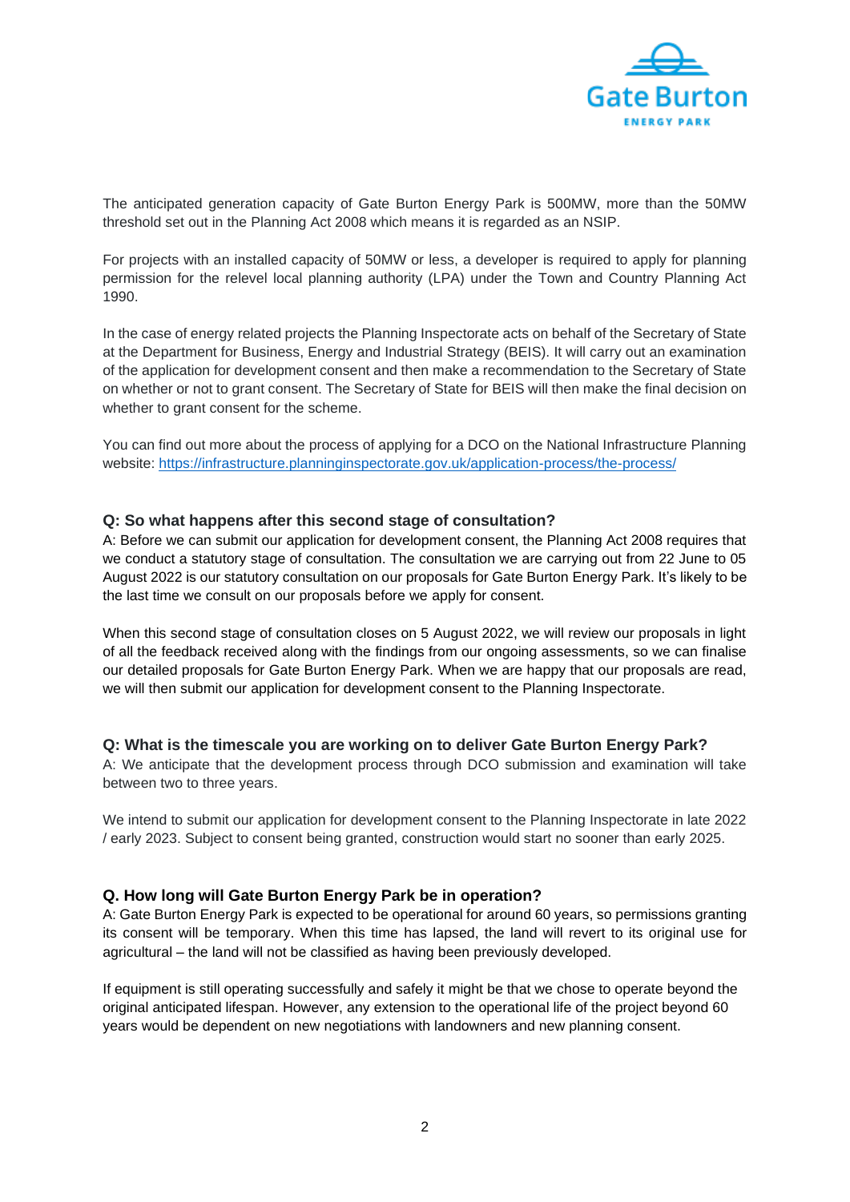The anticipated generation capacity of Gate Burton Energy Park is 500MW, more than the 50MW threshold set out in the Planning Act 2008 which means it is regarded as an NSIP.

For projects with an installed capacity of 50MW or less, a developer is required to apply for planning permission for the relevel local planning authority (LPA) under the Town and Country Planning Act 1990.

In the case of energy related projects the Planning Inspectorate acts on behalf of the Secretary of State at the Department for Business, Energy and Industrial Strategy (BEIS). It will carry out an examination of the application for development consent and then make a recommendation to the Secretary of State on whether or not to grant consent. The Secretary of State for BEIS will then make the final decision on whether to grant consent for the scheme.

You can find out more about the process of applying for a DCO on the National Infrastructure Planning website: https://infrastructure.planninginspectorate.gov.uk/application-process/the-process/

### Q: So what happens after this second stage of consultation?

A: Before we can submit our application for development consent, the Planning Act 2008 requires that we conduct a statutory stage of consultation. The consultation we are carrying out from 22 June to 05 August 2022 is our statutory consultation on our proposals for Gate Burton Energy Park. It's likely to be the last time we consult on our proposals before we apply for consent.

When this second stage of consultation closes on 5 August 2022, we will review our proposals in light of all the feedback received along with the findings from our ongoing assessments, so we can finalise our detailed proposals for Gate Burton Energy Park. When we are happy that our proposals are read, we will then submit our application for development consent to the Planning Inspectorate.

### Q: What is the timescale you are working on to deliver Gate Burton Energy Park?

A: We anticipate that the development process through DCO submission and examination will take between two to three years.

We intend to submit our application for development consent to the Planning Inspectorate in late 2022 / early 2023. Subject to consent being granted, construction would start no sooner than early 2025.

### Q. How long will Gate Burton Energy Park be in operation?

A: Gate Burton Energy Park is expected to be operational for around 60 years, so permissions granting its consent will be temporary. When this time has lapsed, the land will revert to its original use for agricultural – the land will not be classified as having been previously developed.

If equipment is still operating successfully and safely it might be that we chose to operate beyond the original anticipated lifespan. However, any extension to the operational life of the project beyond 60 years would be dependent on new negotiations with landowners and new planning consent.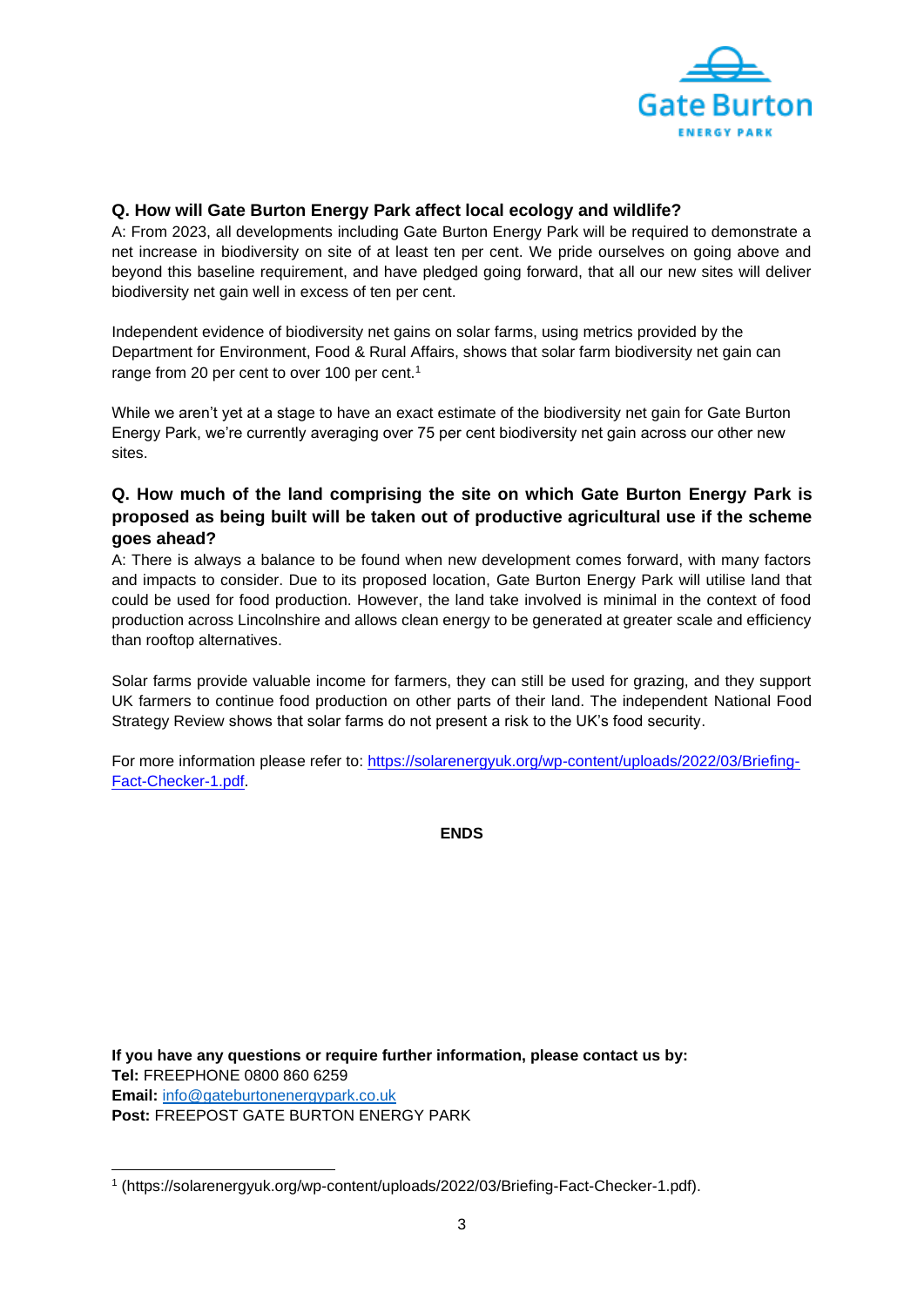**Q. How will Gate Burton Energy Park affect local ecology and wildlife?**

A: From 2023, all developments including Gate Burton Energy Park will be required to demonstrate a net increase in biodiversity on site of at least ten per cent. We pride ourselves on going above and beyond this baseline requirement, and have pledged going forward, that all our new sites will deliver biodiversity net gain well in excess of ten per cent.

Independent evidence of biodiversity net gains on solar farms, using metrics provided by the Department for Environment, Food & Rural Affairs, shows that solar farm biodiversity net gain can range from 20 per cent to over 100 per cent.[1]

While we aren't yet at a stage to have an exact estimate of the biodiversity net gain for Gate Burton Energy Park, we're currently averaging over 75 per cent biodiversity net gain across our other new sites.

**Q. How much of the land comprising the site on which Gate Burton Energy Park is proposed as being built will be taken out of productive agricultural use if the scheme goes ahead?**

A: There is always a balance to be found when new development comes forward, with many factors and impacts to consider. Due to its proposed location, Gate Burton Energy Park will utilise land that could be used for food production. However, the land take involved is minimal in the context of food production across Lincolnshire and allows clean energy to be generated at greater scale and efficiency than rooftop alternatives.

Solar farms provide valuable income for farmers, they can still be used for grazing, and they support UK farmers to continue food production on other parts of their land. The independent National Food Strategy Review shows that solar farms do not present a risk to the UK's food security.

For more information please refer to: [https://solarenergyuk.org/wp-content/uploads/2022/03/Briefing-Fact-Checker-1.pdf](https://solarenergyuk.org/wp-content/uploads/2022/03/Briefing-Fact-Checker-1.pdf).

**ENDS**

**If you have any questions or require further information, please contact us by:**
**Tel:** FREEPHONE 0800 860 6259
**Email:** info@gateburtonenergypark.co.uk
**Post:** FREEPOST GATE BURTON ENERGY PARK

[1] (https://solarenergyuk.org/wp-content/uploads/2022/03/Briefing-Fact-Checker-1.pdf).